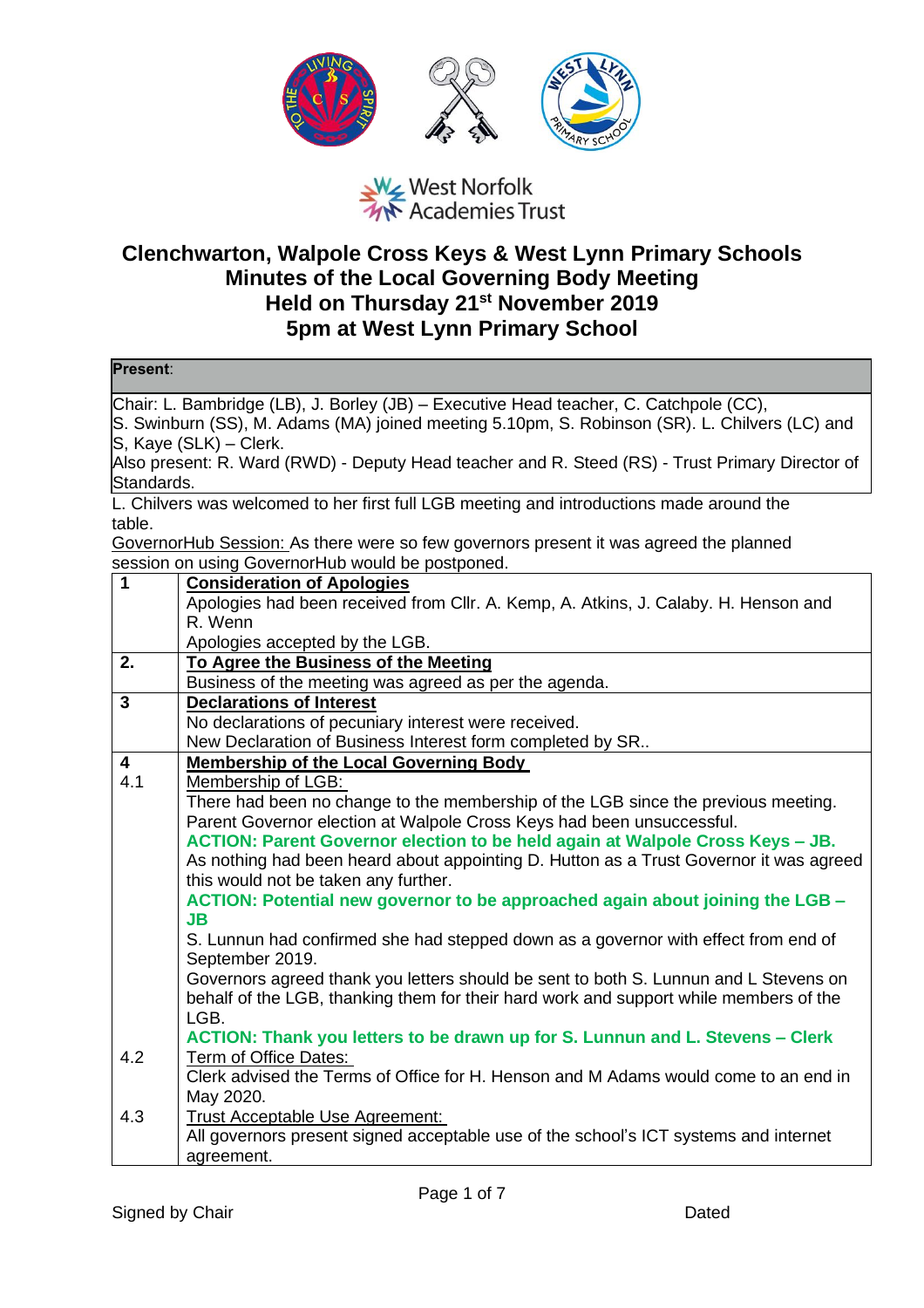West Norfolk Academies Trust

# Clenchwarton, Walpole Cross Keys & West Lynn Primary Schools
## Minutes of the Local Governing Body Meeting
## Held on Thursday 21st November 2019
## 5pm at West Lynn Primary School

**Present**:

Chair: L. Bambridge (LB), J. Borley (JB) – Executive Head teacher, C. Catchpole (CC), S. Swinburn (SS), M. Adams (MA) joined meeting 5.10pm, S. Robinson (SR). L. Chilvers (LC) and S, Kaye (SLK) – Clerk.
Also present: R. Ward (RWD) - Deputy Head teacher and R. Steed (RS) - Trust Primary Director of Standards.

L. Chilvers was welcomed to her first full LGB meeting and introductions made around the table.

GovernorHub Session: As there were so few governors present it was agreed the planned session on using GovernorHub would be postponed.

| | |
|---|---|
| **1** | **Consideration of Apologies**<br>Apologies had been received from Cllr. A. Kemp, A. Atkins, J. Calaby. H. Henson and R. Wenn<br>Apologies accepted by the LGB. |
| **2.** | **To Agree the Business of the Meeting**<br>Business of the meeting was agreed as per the agenda. |
| **3** | **Declarations of Interest**<br>No declarations of pecuniary interest were received.<br>New Declaration of Business Interest form completed by SR.. |
| **4**<br>4.1 | **Membership of the Local Governing Body**<br>Membership of LGB:<br>There had been no change to the membership of the LGB since the previous meeting.<br>Parent Governor election at Walpole Cross Keys had been unsuccessful.<br>**ACTION: Parent Governor election to be held again at Walpole Cross Keys – JB.**<br>As nothing had been heard about appointing D. Hutton as a Trust Governor it was agreed this would not be taken any further.<br>**ACTION: Potential new governor to be approached again about joining the LGB – JB**<br>S. Lunnun had confirmed she had stepped down as a governor with effect from end of September 2019.<br>Governors agreed thank you letters should be sent to both S. Lunnun and L Stevens on behalf of the LGB, thanking them for their hard work and support while members of the LGB.<br>**ACTION: Thank you letters to be drawn up for S. Lunnun and L. Stevens – Clerk** |
| 4.2 | Term of Office Dates:<br>Clerk advised the Terms of Office for H. Henson and M Adams would come to an end in May 2020. |
| 4.3 | Trust Acceptable Use Agreement:<br>All governors present signed acceptable use of the school's ICT systems and internet agreement. |

Signed by Chair Dated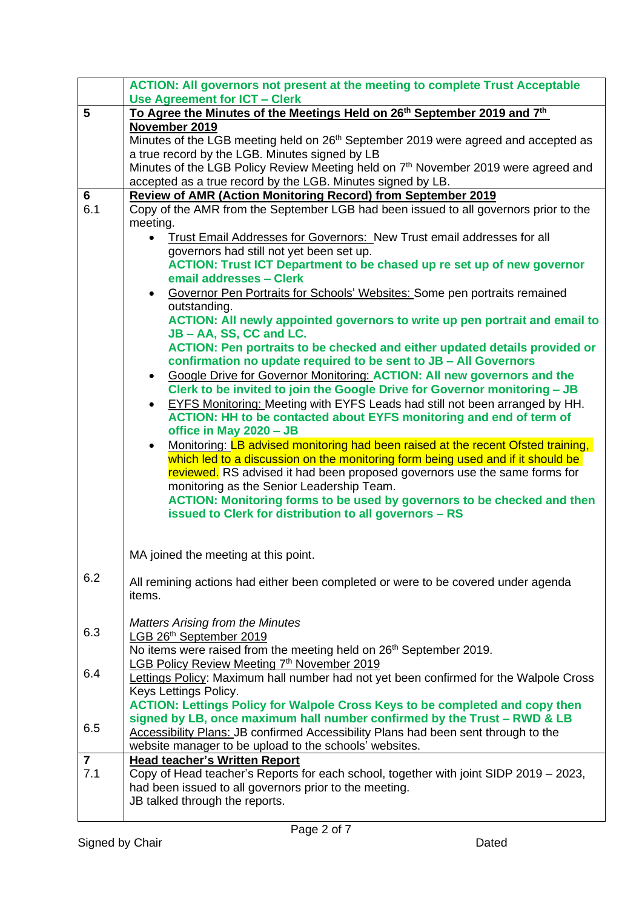| | |
|---|---|
| | **ACTION: All governors not present at the meeting to complete Trust Acceptable Use Agreement for ICT – Clerk** |
| **5** | **To Agree the Minutes of the Meetings Held on 26th September 2019 and 7th November 2019**<br>Minutes of the LGB meeting held on 26th September 2019 were agreed and accepted as a true record by the LGB. Minutes signed by LB<br>Minutes of the LGB Policy Review Meeting held on 7th November 2019 were agreed and accepted as a true record by the LGB. Minutes signed by LB. |
| **6**<br>6.1 | **Review of AMR (Action Monitoring Record) from September 2019**<br>Copy of the AMR from the September LGB had been issued to all governors prior to the meeting.<br>• Trust Email Addresses for Governors: New Trust email addresses for all governors had still not yet been set up.<br>**ACTION: Trust ICT Department to be chased up re set up of new governor email addresses – Clerk**<br>• Governor Pen Portraits for Schools' Websites: Some pen portraits remained outstanding.<br>**ACTION: All newly appointed governors to write up pen portrait and email to JB – AA, SS, CC and LC.**<br>**ACTION: Pen portraits to be checked and either updated details provided or confirmation no update required to be sent to JB – All Governors**<br>• Google Drive for Governor Monitoring: **ACTION: All new governors and the Clerk to be invited to join the Google Drive for Governor monitoring – JB**<br>• EYFS Monitoring: Meeting with EYFS Leads had still not been arranged by HH.<br>**ACTION: HH to be contacted about EYFS monitoring and end of term of office in May 2020 – JB**<br>• Monitoring: LB advised monitoring had been raised at the recent Ofsted training, which led to a discussion on the monitoring form being used and if it should be reviewed. RS advised it had been proposed governors use the same forms for monitoring as the Senior Leadership Team.<br>**ACTION: Monitoring forms to be used by governors to be checked and then issued to Clerk for distribution to all governors – RS**<br><br>MA joined the meeting at this point. |
| 6.2 | All remining actions had either been completed or were to be covered under agenda items. |
| 6.3 | *Matters Arising from the Minutes*<br>LGB 26th September 2019<br>No items were raised from the meeting held on 26th September 2019. |
| 6.4 | LGB Policy Review Meeting 7th November 2019<br>Lettings Policy: Maximum hall number had not yet been confirmed for the Walpole Cross Keys Lettings Policy.<br>**ACTION: Lettings Policy for Walpole Cross Keys to be completed and copy then signed by LB, once maximum hall number confirmed by the Trust – RWD & LB** |
| 6.5 | Accessibility Plans: JB confirmed Accessibility Plans had been sent through to the website manager to be upload to the schools' websites. |
| **7**<br>7.1 | **Head teacher's Written Report**<br>Copy of Head teacher's Reports for each school, together with joint SIDP 2019 – 2023, had been issued to all governors prior to the meeting.<br>JB talked through the reports. |

Signed by Chair | Dated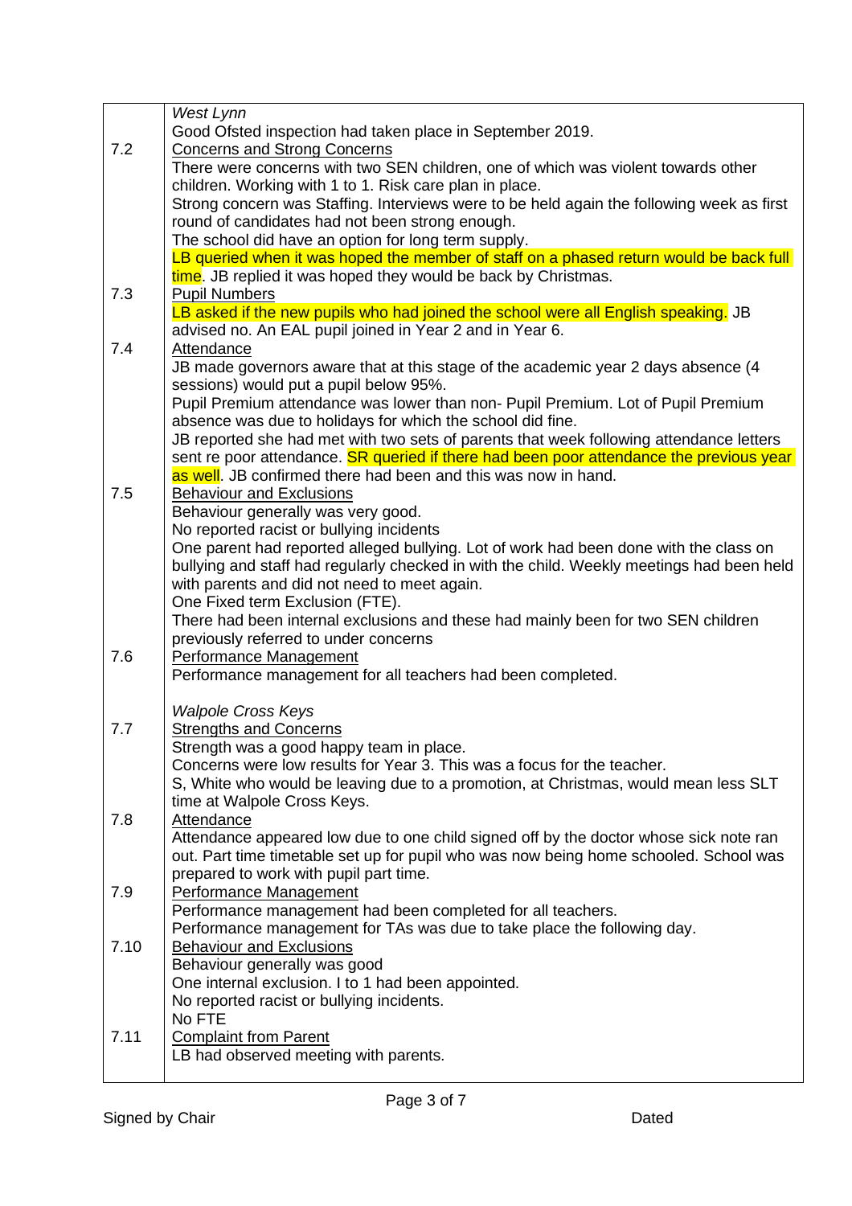| | |
|---|---|
| | *West Lynn*<br>Good Ofsted inspection had taken place in September 2019. |
| 7.2 | <u>Concerns and Strong Concerns</u><br>There were concerns with two SEN children, one of which was violent towards other children. Working with 1 to 1. Risk care plan in place.<br>Strong concern was Staffing. Interviews were to be held again the following week as first round of candidates had not been strong enough.<br>The school did have an option for long term supply.<br>LB queried when it was hoped the member of staff on a phased return would be back full time. JB replied it was hoped they would be back by Christmas. |
| 7.3 | <u>Pupil Numbers</u><br>LB asked if the new pupils who had joined the school were all English speaking. JB advised no. An EAL pupil joined in Year 2 and in Year 6. |
| 7.4 | <u>Attendance</u><br>JB made governors aware that at this stage of the academic year 2 days absence (4 sessions) would put a pupil below 95%.<br>Pupil Premium attendance was lower than non- Pupil Premium. Lot of Pupil Premium absence was due to holidays for which the school did fine.<br>JB reported she had met with two sets of parents that week following attendance letters sent re poor attendance. SR queried if there had been poor attendance the previous year as well. JB confirmed there had been and this was now in hand. |
| 7.5 | <u>Behaviour and Exclusions</u><br>Behaviour generally was very good.<br>No reported racist or bullying incidents<br>One parent had reported alleged bullying. Lot of work had been done with the class on bullying and staff had regularly checked in with the child. Weekly meetings had been held with parents and did not need to meet again.<br>One Fixed term Exclusion (FTE).<br>There had been internal exclusions and these had mainly been for two SEN children previously referred to under concerns |
| 7.6 | <u>Performance Management</u><br>Performance management for all teachers had been completed. |
| | *Walpole Cross Keys* |
| 7.7 | <u>Strengths and Concerns</u><br>Strength was a good happy team in place.<br>Concerns were low results for Year 3. This was a focus for the teacher.<br>S, White who would be leaving due to a promotion, at Christmas, would mean less SLT time at Walpole Cross Keys. |
| 7.8 | <u>Attendance</u><br>Attendance appeared low due to one child signed off by the doctor whose sick note ran out. Part time timetable set up for pupil who was now being home schooled. School was prepared to work with pupil part time. |
| 7.9 | <u>Performance Management</u><br>Performance management had been completed for all teachers.<br>Performance management for TAs was due to take place the following day. |
| 7.10 | <u>Behaviour and Exclusions</u><br>Behaviour generally was good<br>One internal exclusion. I to 1 had been appointed.<br>No reported racist or bullying incidents.<br>No FTE |
| 7.11 | <u>Complaint from Parent</u><br>LB had observed meeting with parents. |

Signed by Chair Dated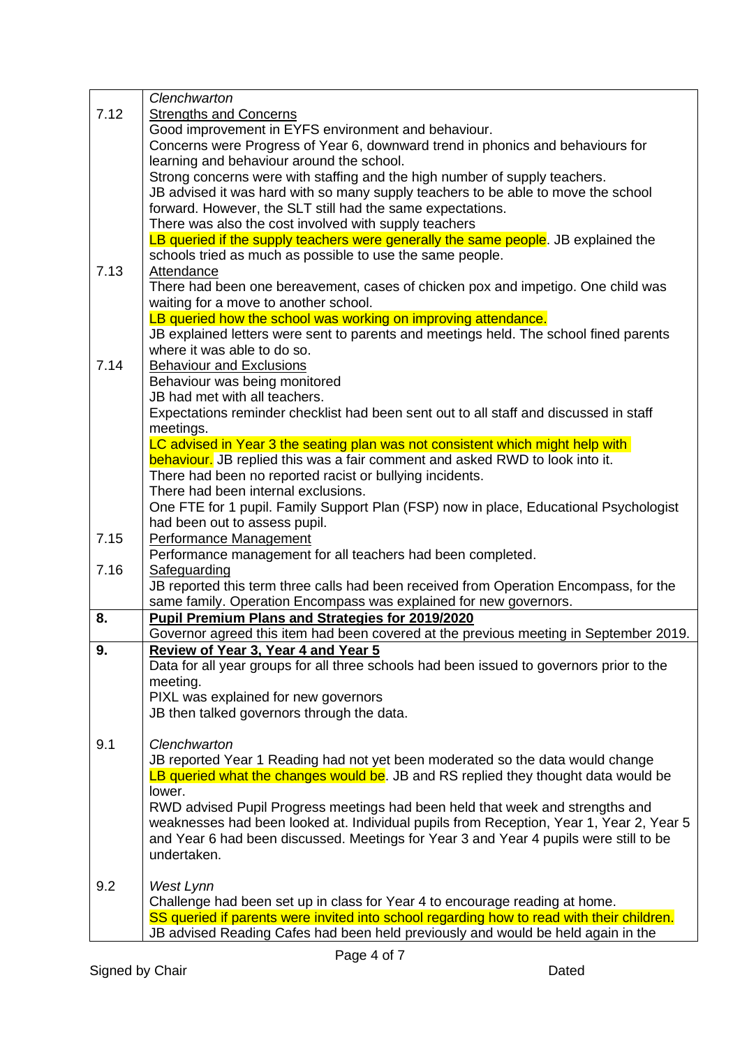| | |
|---|---|
| | *Clenchwarton* |
| 7.12 | <u>Strengths and Concerns</u><br>Good improvement in EYFS environment and behaviour.<br>Concerns were Progress of Year 6, downward trend in phonics and behaviours for learning and behaviour around the school.<br>Strong concerns were with staffing and the high number of supply teachers.<br>JB advised it was hard with so many supply teachers to be able to move the school forward. However, the SLT still had the same expectations.<br>There was also the cost involved with supply teachers<br>LB queried if the supply teachers were generally the same people. JB explained the schools tried as much as possible to use the same people. |
| 7.13 | <u>Attendance</u><br>There had been one bereavement, cases of chicken pox and impetigo. One child was waiting for a move to another school.<br>LB queried how the school was working on improving attendance.<br>JB explained letters were sent to parents and meetings held. The school fined parents where it was able to do so. |
| 7.14 | <u>Behaviour and Exclusions</u><br>Behaviour was being monitored<br>JB had met with all teachers.<br>Expectations reminder checklist had been sent out to all staff and discussed in staff meetings.<br>LC advised in Year 3 the seating plan was not consistent which might help with behaviour. JB replied this was a fair comment and asked RWD to look into it.<br>There had been no reported racist or bullying incidents.<br>There had been internal exclusions.<br>One FTE for 1 pupil. Family Support Plan (FSP) now in place, Educational Psychologist had been out to assess pupil. |
| 7.15 | <u>Performance Management</u><br>Performance management for all teachers had been completed. |
| 7.16 | <u>Safeguarding</u><br>JB reported this term three calls had been received from Operation Encompass, for the same family. Operation Encompass was explained for new governors. |
| **8.** | **<u>Pupil Premium Plans and Strategies for 2019/2020</u>**<br>Governor agreed this item had been covered at the previous meeting in September 2019. |
| **9.** | **<u>Review of Year 3, Year 4 and Year 5</u>**<br>Data for all year groups for all three schools had been issued to governors prior to the meeting.<br>PIXL was explained for new governors<br>JB then talked governors through the data. |
| 9.1 | *Clenchwarton*<br>JB reported Year 1 Reading had not yet been moderated so the data would change<br>LB queried what the changes would be. JB and RS replied they thought data would be lower.<br>RWD advised Pupil Progress meetings had been held that week and strengths and weaknesses had been looked at. Individual pupils from Reception, Year 1, Year 2, Year 5 and Year 6 had been discussed. Meetings for Year 3 and Year 4 pupils were still to be undertaken. |
| 9.2 | *West Lynn*<br>Challenge had been set up in class for Year 4 to encourage reading at home.<br>SS queried if parents were invited into school regarding how to read with their children.<br>JB advised Reading Cafes had been held previously and would be held again in the |

Signed by Chair Dated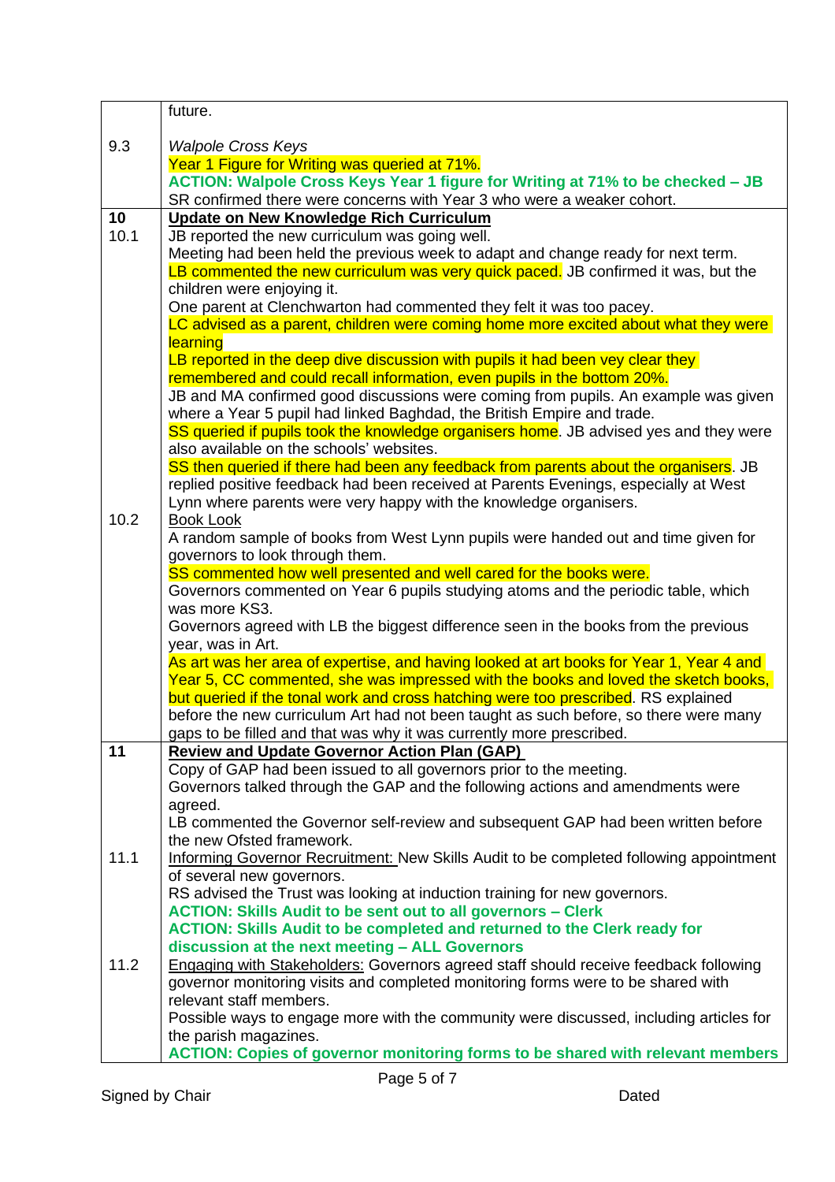| | |
|---|---|
| | future. |
| 9.3 | *Walpole Cross Keys*<br>Year 1 Figure for Writing was queried at 71%.<br>**ACTION: Walpole Cross Keys Year 1 figure for Writing at 71% to be checked – JB**<br>SR confirmed there were concerns with Year 3 who were a weaker cohort. |
| **10** | **Update on New Knowledge Rich Curriculum** |
| 10.1 | JB reported the new curriculum was going well.<br>Meeting had been held the previous week to adapt and change ready for next term.<br>LB commented the new curriculum was very quick paced. JB confirmed it was, but the children were enjoying it.<br>One parent at Clenchwarton had commented they felt it was too pacey.<br>LC advised as a parent, children were coming home more excited about what they were learning<br>LB reported in the deep dive discussion with pupils it had been vey clear they remembered and could recall information, even pupils in the bottom 20%.<br>JB and MA confirmed good discussions were coming from pupils. An example was given where a Year 5 pupil had linked Baghdad, the British Empire and trade.<br>SS queried if pupils took the knowledge organisers home. JB advised yes and they were also available on the schools' websites.<br>SS then queried if there had been any feedback from parents about the organisers. JB replied positive feedback had been received at Parents Evenings, especially at West Lynn where parents were very happy with the knowledge organisers. |
| 10.2 | Book Look<br>A random sample of books from West Lynn pupils were handed out and time given for governors to look through them.<br>SS commented how well presented and well cared for the books were.<br>Governors commented on Year 6 pupils studying atoms and the periodic table, which was more KS3.<br>Governors agreed with LB the biggest difference seen in the books from the previous year, was in Art.<br>As art was her area of expertise, and having looked at art books for Year 1, Year 4 and Year 5, CC commented, she was impressed with the books and loved the sketch books, but queried if the tonal work and cross hatching were too prescribed. RS explained before the new curriculum Art had not been taught as such before, so there were many gaps to be filled and that was why it was currently more prescribed. |
| **11** | **Review and Update Governor Action Plan (GAP)**<br>Copy of GAP had been issued to all governors prior to the meeting.<br>Governors talked through the GAP and the following actions and amendments were agreed.<br>LB commented the Governor self-review and subsequent GAP had been written before the new Ofsted framework. |
| 11.1 | Informing Governor Recruitment: New Skills Audit to be completed following appointment of several new governors.<br>RS advised the Trust was looking at induction training for new governors.<br>**ACTION: Skills Audit to be sent out to all governors – Clerk**<br>**ACTION: Skills Audit to be completed and returned to the Clerk ready for discussion at the next meeting – ALL Governors** |
| 11.2 | Engaging with Stakeholders: Governors agreed staff should receive feedback following governor monitoring visits and completed monitoring forms were to be shared with relevant staff members.<br>Possible ways to engage more with the community were discussed, including articles for the parish magazines.<br>**ACTION: Copies of governor monitoring forms to be shared with relevant members** |

Signed by Chair Dated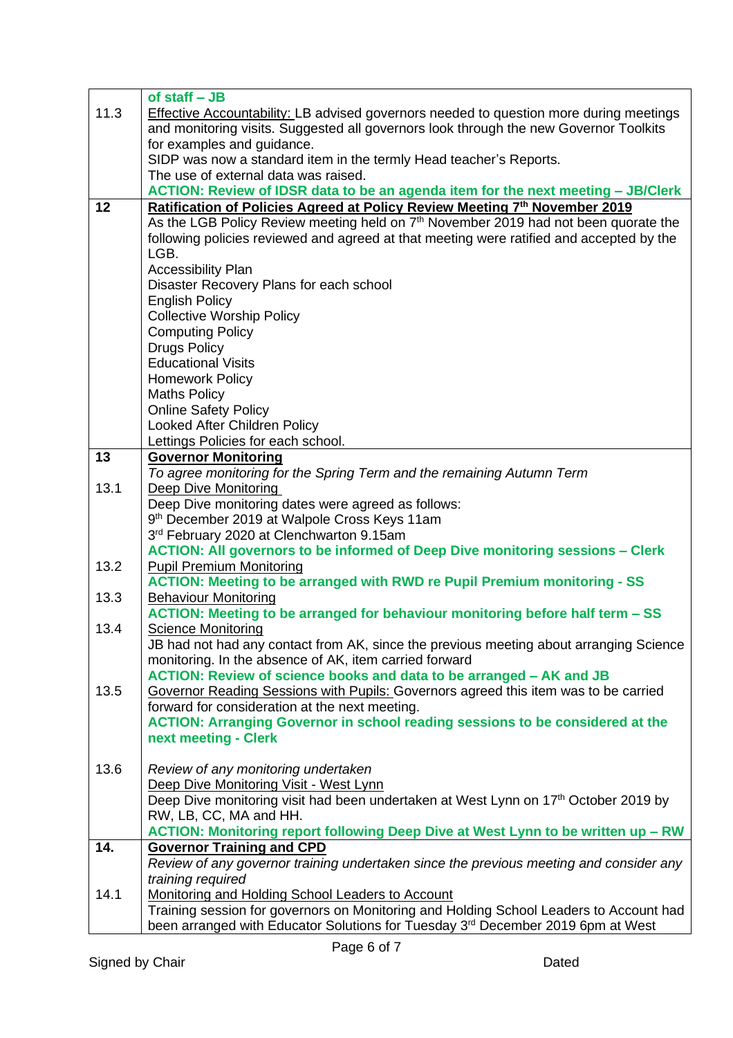| | |
|---|---|
| | **of staff – JB** |
| 11.3 | Effective Accountability: LB advised governors needed to question more during meetings and monitoring visits. Suggested all governors look through the new Governor Toolkits for examples and guidance.<br>SIDP was now a standard item in the termly Head teacher's Reports.<br>The use of external data was raised.<br>**ACTION: Review of IDSR data to be an agenda item for the next meeting – JB/Clerk** |
| **12** | **Ratification of Policies Agreed at Policy Review Meeting 7th November 2019**<br>As the LGB Policy Review meeting held on 7th November 2019 had not been quorate the following policies reviewed and agreed at that meeting were ratified and accepted by the LGB.<br>Accessibility Plan<br>Disaster Recovery Plans for each school<br>English Policy<br>Collective Worship Policy<br>Computing Policy<br>Drugs Policy<br>Educational Visits<br>Homework Policy<br>Maths Policy<br>Online Safety Policy<br>Looked After Children Policy<br>Lettings Policies for each school. |
| **13** | **Governor Monitoring**<br>*To agree monitoring for the Spring Term and the remaining Autumn Term* |
| 13.1 | Deep Dive Monitoring<br>Deep Dive monitoring dates were agreed as follows:<br>9th December 2019 at Walpole Cross Keys 11am<br>3rd February 2020 at Clenchwarton 9.15am<br>**ACTION: All governors to be informed of Deep Dive monitoring sessions – Clerk** |
| 13.2 | Pupil Premium Monitoring<br>**ACTION: Meeting to be arranged with RWD re Pupil Premium monitoring - SS** |
| 13.3 | Behaviour Monitoring<br>**ACTION: Meeting to be arranged for behaviour monitoring before half term – SS** |
| 13.4 | Science Monitoring<br>JB had not had any contact from AK, since the previous meeting about arranging Science monitoring. In the absence of AK, item carried forward<br>**ACTION: Review of science books and data to be arranged – AK and JB** |
| 13.5 | Governor Reading Sessions with Pupils: Governors agreed this item was to be carried forward for consideration at the next meeting.<br>**ACTION: Arranging Governor in school reading sessions to be considered at the next meeting - Clerk** |
| 13.6 | *Review of any monitoring undertaken*<br>Deep Dive Monitoring Visit - West Lynn<br>Deep Dive monitoring visit had been undertaken at West Lynn on 17th October 2019 by RW, LB, CC, MA and HH.<br>**ACTION: Monitoring report following Deep Dive at West Lynn to be written up – RW** |
| **14.** | **Governor Training and CPD**<br>*Review of any governor training undertaken since the previous meeting and consider any training required* |
| 14.1 | Monitoring and Holding School Leaders to Account<br>Training session for governors on Monitoring and Holding School Leaders to Account had been arranged with Educator Solutions for Tuesday 3rd December 2019 6pm at West |

Signed by Chair Dated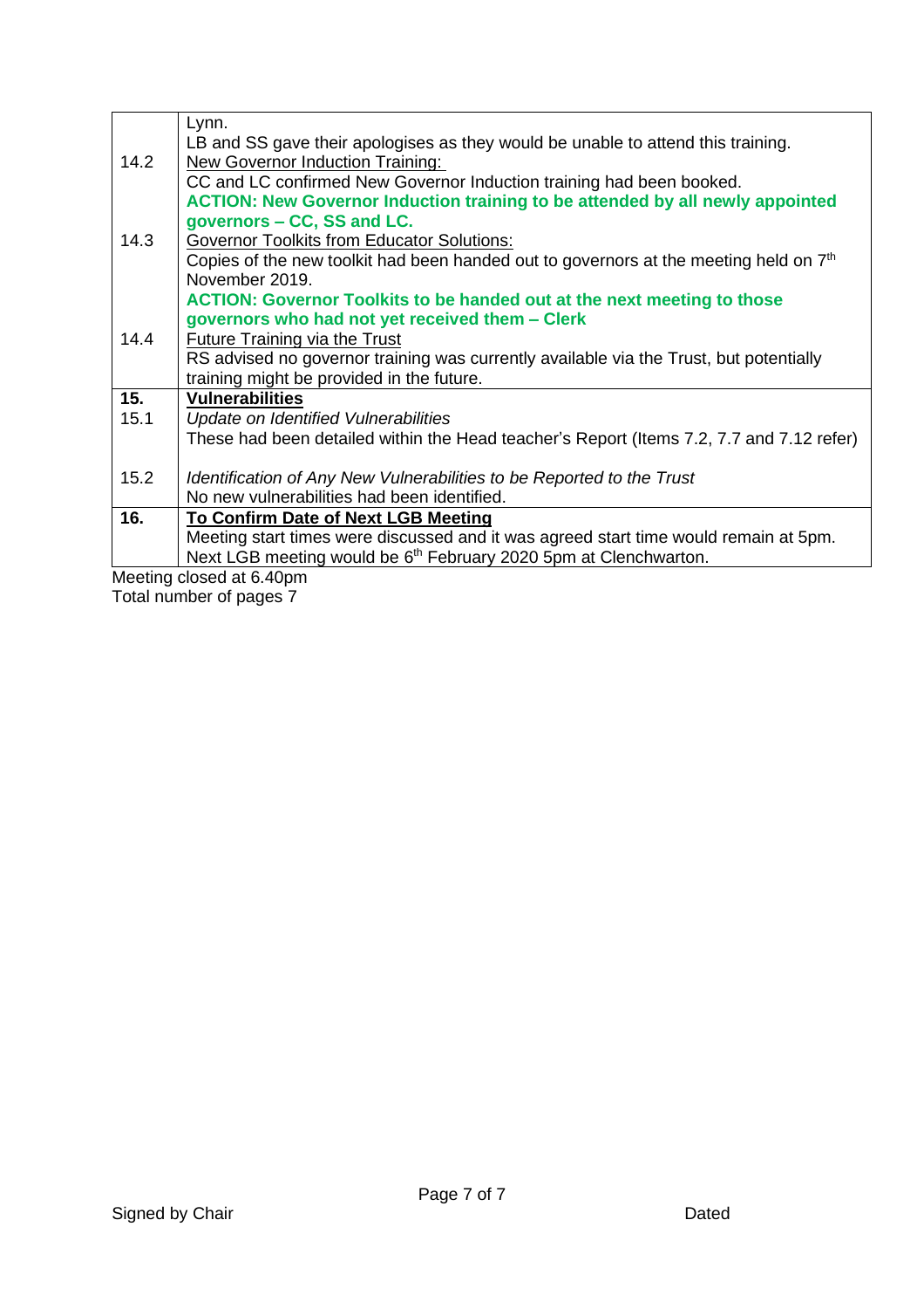| | |
|---|---|
| | Lynn.<br>LB and SS gave their apologises as they would be unable to attend this training. |
| 14.2 | <u>New Governor Induction Training:</u><br>CC and LC confirmed New Governor Induction training had been booked.<br>**ACTION: New Governor Induction training to be attended by all newly appointed governors – CC, SS and LC.** |
| 14.3 | <u>Governor Toolkits from Educator Solutions:</u><br>Copies of the new toolkit had been handed out to governors at the meeting held on 7th November 2019.<br>**ACTION: Governor Toolkits to be handed out at the next meeting to those governors who had not yet received them – Clerk** |
| 14.4 | <u>Future Training via the Trust</u><br>RS advised no governor training was currently available via the Trust, but potentially training might be provided in the future. |
| **15.** | **<u>Vulnerabilities</u>** |
| 15.1 | *Update on Identified Vulnerabilities*<br>These had been detailed within the Head teacher's Report (Items 7.2, 7.7 and 7.12 refer) |
| 15.2 | *Identification of Any New Vulnerabilities to be Reported to the Trust*<br>No new vulnerabilities had been identified. |
| **16.** | **<u>To Confirm Date of Next LGB Meeting</u>**<br>Meeting start times were discussed and it was agreed start time would remain at 5pm.<br>Next LGB meeting would be 6th February 2020 5pm at Clenchwarton. |

Meeting closed at 6.40pm
Total number of pages 7

Signed by Chair Dated